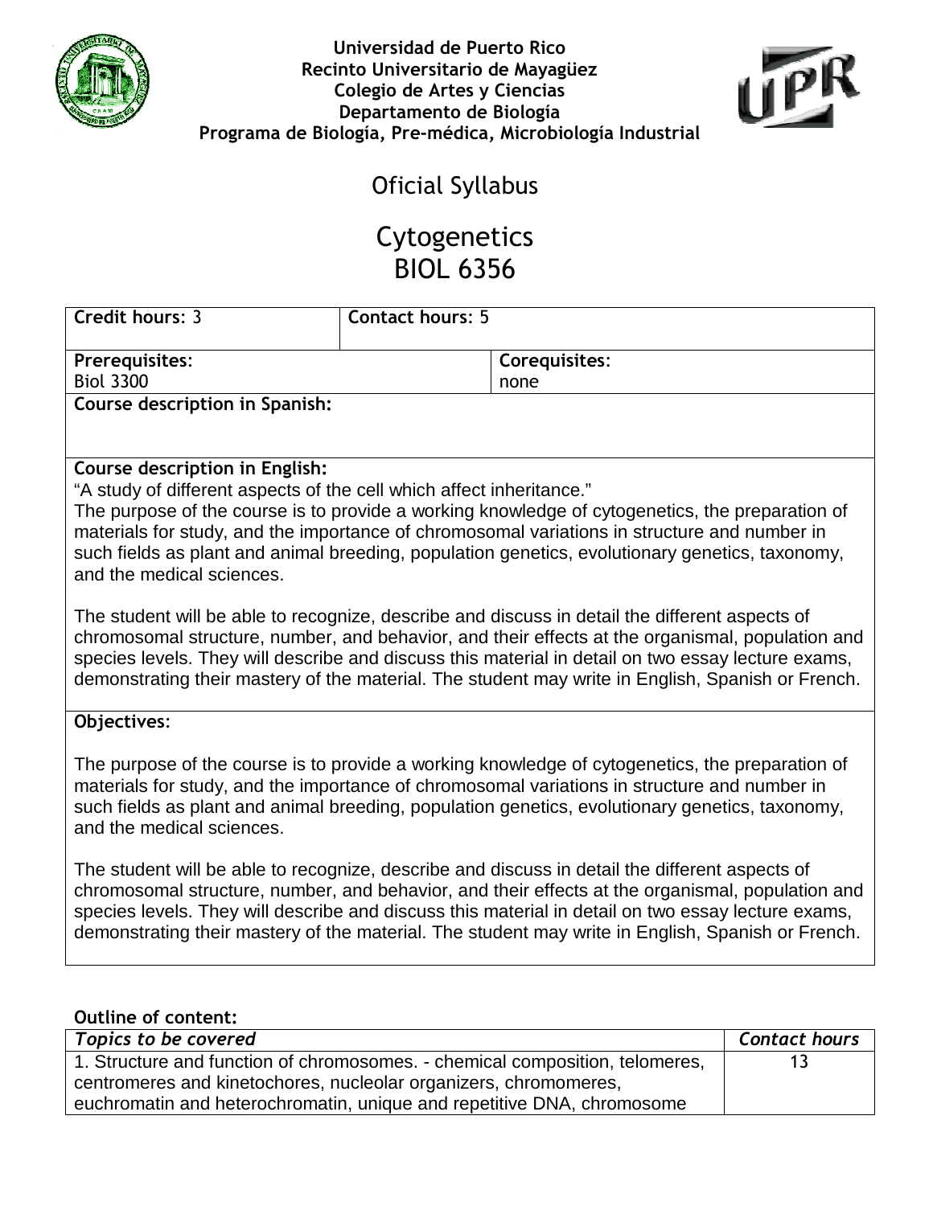**Universidad de Puerto Rico**
**Recinto Universitario de Mayagüez**
**Colegio de Artes y Ciencias**
**Departamento de Biología**
**Programa de Biología, Pre-médica, Microbiología Industrial**

# Oficial Syllabus

# Cytogenetics
# BIOL 6356

| **Credit hours**: 3 | **Contact hours**: 5 |
|---|---|
| **Prerequisites**: Biol 3300 | **Corequisites**: none |

**Course description in Spanish:**

**Course description in English:**

"A study of different aspects of the cell which affect inheritance."

The purpose of the course is to provide a working knowledge of cytogenetics, the preparation of materials for study, and the importance of chromosomal variations in structure and number in such fields as plant and animal breeding, population genetics, evolutionary genetics, taxonomy, and the medical sciences.

The student will be able to recognize, describe and discuss in detail the different aspects of chromosomal structure, number, and behavior, and their effects at the organismal, population and species levels. They will describe and discuss this material in detail on two essay lecture exams, demonstrating their mastery of the material. The student may write in English, Spanish or French.

**Objectives**:

The purpose of the course is to provide a working knowledge of cytogenetics, the preparation of materials for study, and the importance of chromosomal variations in structure and number in such fields as plant and animal breeding, population genetics, evolutionary genetics, taxonomy, and the medical sciences.

The student will be able to recognize, describe and discuss in detail the different aspects of chromosomal structure, number, and behavior, and their effects at the organismal, population and species levels. They will describe and discuss this material in detail on two essay lecture exams, demonstrating their mastery of the material. The student may write in English, Spanish or French.

**Outline of content:**

| *Topics to be covered* | *Contact hours* |
|---|---|
| 1. Structure and function of chromosomes. - chemical composition, telomeres, centromeres and kinetochores, nucleolar organizers, chromomeres, euchromatin and heterochromatin, unique and repetitive DNA, chromosome | 13 |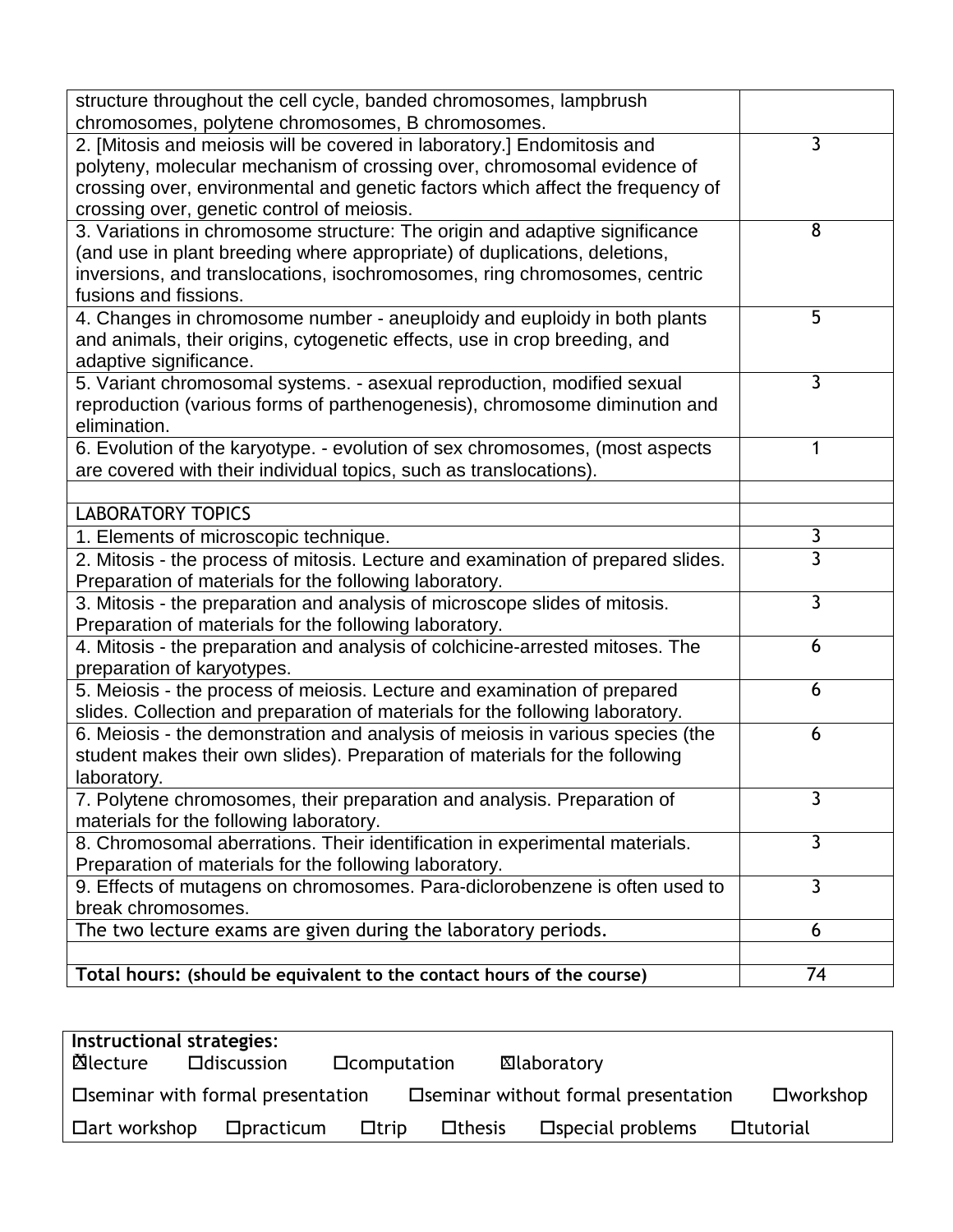| | |
|---|---|
| structure throughout the cell cycle, banded chromosomes, lampbrush chromosomes, polytene chromosomes, B chromosomes. | |
| 2. [Mitosis and meiosis will be covered in laboratory.] Endomitosis and polyteny, molecular mechanism of crossing over, chromosomal evidence of crossing over, environmental and genetic factors which affect the frequency of crossing over, genetic control of meiosis. | 3 |
| 3. Variations in chromosome structure: The origin and adaptive significance (and use in plant breeding where appropriate) of duplications, deletions, inversions, and translocations, isochromosomes, ring chromosomes, centric fusions and fissions. | 8 |
| 4. Changes in chromosome number - aneuploidy and euploidy in both plants and animals, their origins, cytogenetic effects, use in crop breeding, and adaptive significance. | 5 |
| 5. Variant chromosomal systems. - asexual reproduction, modified sexual reproduction (various forms of parthenogenesis), chromosome diminution and elimination. | 3 |
| 6. Evolution of the karyotype. - evolution of sex chromosomes, (most aspects are covered with their individual topics, such as translocations). | 1 |
| | |
| LABORATORY TOPICS | |
| 1. Elements of microscopic technique. | 3 |
| 2. Mitosis - the process of mitosis. Lecture and examination of prepared slides. Preparation of materials for the following laboratory. | 3 |
| 3. Mitosis - the preparation and analysis of microscope slides of mitosis. Preparation of materials for the following laboratory. | 3 |
| 4. Mitosis - the preparation and analysis of colchicine-arrested mitoses. The preparation of karyotypes. | 6 |
| 5. Meiosis - the process of meiosis. Lecture and examination of prepared slides. Collection and preparation of materials for the following laboratory. | 6 |
| 6. Meiosis - the demonstration and analysis of meiosis in various species (the student makes their own slides). Preparation of materials for the following laboratory. | 6 |
| 7. Polytene chromosomes, their preparation and analysis. Preparation of materials for the following laboratory. | 3 |
| 8. Chromosomal aberrations. Their identification in experimental materials. Preparation of materials for the following laboratory. | 3 |
| 9. Effects of mutagens on chromosomes. Para-diclorobenzene is often used to break chromosomes. | 3 |
| The two lecture exams are given during the laboratory periods. | 6 |
| | |
| **Total hours:** **(should be equivalent to the contact hours of the course)** | 74 |

**Instructional strategies:**

☒lecture ☐discussion ☐computation ☒laboratory

☐seminar with formal presentation ☐seminar without formal presentation ☐workshop

☐art workshop ☐practicum ☐trip ☐thesis ☐special problems ☐tutorial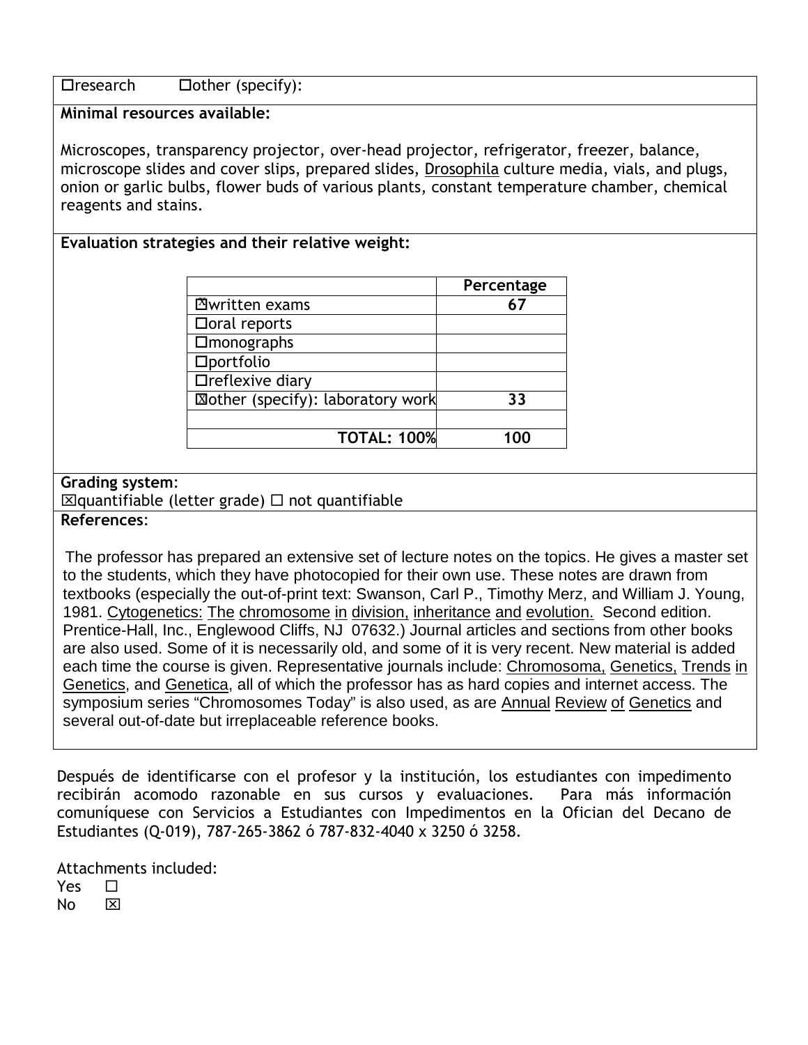☐research ☐other (specify):

**Minimal resources available:**

Microscopes, transparency projector, over-head projector, refrigerator, freezer, balance, microscope slides and cover slips, prepared slides, Drosophila culture media, vials, and plugs, onion or garlic bulbs, flower buds of various plants, constant temperature chamber, chemical reagents and stains.

**Evaluation strategies and their relative weight:**

| | **Percentage** |
|---|---|
| ☒written exams | **67** |
| ☐oral reports | |
| ☐monographs | |
| ☐portfolio | |
| ☐reflexive diary | |
| ☒other (specify): laboratory work | **33** |
| | |
| **TOTAL: 100%** | **100** |

**Grading system**:
☒quantifiable (letter grade) ☐ not quantifiable

**References**:

The professor has prepared an extensive set of lecture notes on the topics. He gives a master set to the students, which they have photocopied for their own use. These notes are drawn from textbooks (especially the out-of-print text: Swanson, Carl P., Timothy Merz, and William J. Young, 1981. Cytogenetics: The chromosome in division, inheritance and evolution. Second edition. Prentice-Hall, Inc., Englewood Cliffs, NJ 07632.) Journal articles and sections from other books are also used. Some of it is necessarily old, and some of it is very recent. New material is added each time the course is given. Representative journals include: Chromosoma, Genetics, Trends in Genetics, and Genetica, all of which the professor has as hard copies and internet access. The symposium series "Chromosomes Today" is also used, as are Annual Review of Genetics and several out-of-date but irreplaceable reference books.

Después de identificarse con el profesor y la institución, los estudiantes con impedimento recibirán acomodo razonable en sus cursos y evaluaciones. Para más información comuníquese con Servicios a Estudiantes con Impedimentos en la Ofician del Decano de Estudiantes (Q-019), 787-265-3862 ó 787-832-4040 x 3250 ó 3258.

Attachments included:
Yes ☐
No ☒